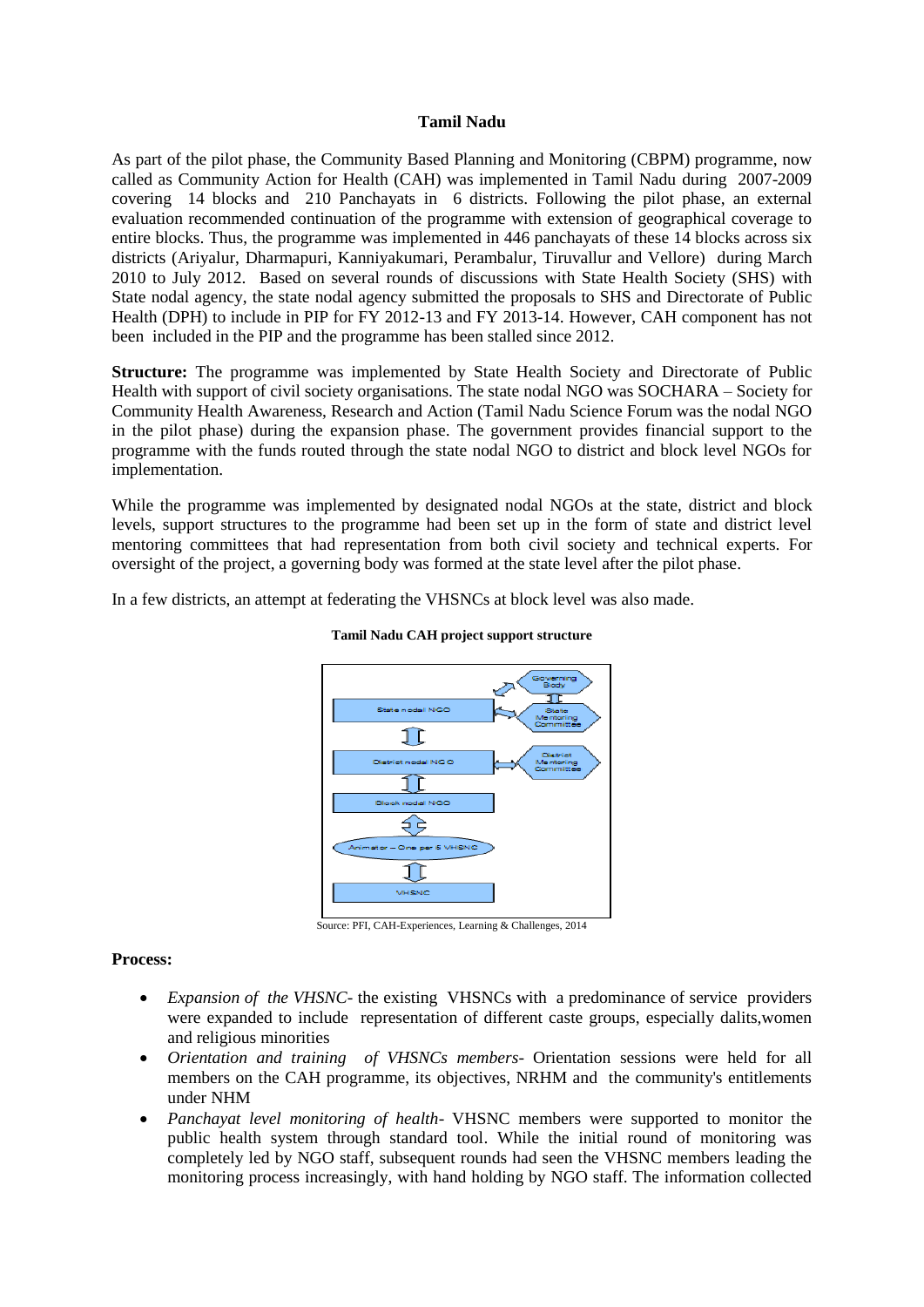# Tamil Nadu

As part of the pilot phase, the Community Based Planning and Monitoring (CBPM) programme, now called as Community Action for Health (CAH) was implemented in Tamil Nadu during 2007-2009 covering 14 blocks and 210 Panchayats in 6 districts. Following the pilot phase, an external evaluation recommended continuation of the programme with extension of geographical coverage to entire blocks. Thus, the programme was implemented in 446 panchayats of these 14 blocks across six districts (Ariyalur, Dharmapuri, Kanniyakumari, Perambalur, Tiruvallur and Vellore) during March 2010 to July 2012. Based on several rounds of discussions with State Health Society (SHS) with State nodal agency, the state nodal agency submitted the proposals to SHS and Directorate of Public Health (DPH) to include in PIP for FY 2012-13 and FY 2013-14. However, CAH component has not been included in the PIP and the programme has been stalled since 2012.

**Structure:** The programme was implemented by State Health Society and Directorate of Public Health with support of civil society organisations. The state nodal NGO was SOCHARA – Society for Community Health Awareness, Research and Action (Tamil Nadu Science Forum was the nodal NGO in the pilot phase) during the expansion phase. The government provides financial support to the programme with the funds routed through the state nodal NGO to district and block level NGOs for implementation.

While the programme was implemented by designated nodal NGOs at the state, district and block levels, support structures to the programme had been set up in the form of state and district level mentoring committees that had representation from both civil society and technical experts. For oversight of the project, a governing body was formed at the state level after the pilot phase.

In a few districts, an attempt at federating the VHSNCs at block level was also made.

**Tamil Nadu CAH project support structure**

Governing Body
State nodal NGO ↔ State Mentoring Committee
District nodal NGO ↔ District Mentoring Committee
Block nodal NGO
Animator – One per 5 VHSNC
VHSNC

Source: PFI, CAH-Experiences, Learning & Challenges, 2014

**Process:**

- *Expansion of the VHSNC-* the existing VHSNCs with a predominance of service providers were expanded to include representation of different caste groups, especially dalits,women and religious minorities
- *Orientation and training of VHSNCs members-* Orientation sessions were held for all members on the CAH programme, its objectives, NRHM and the community's entitlements under NHM
- *Panchayat level monitoring of health-* VHSNC members were supported to monitor the public health system through standard tool. While the initial round of monitoring was completely led by NGO staff, subsequent rounds had seen the VHSNC members leading the monitoring process increasingly, with hand holding by NGO staff. The information collected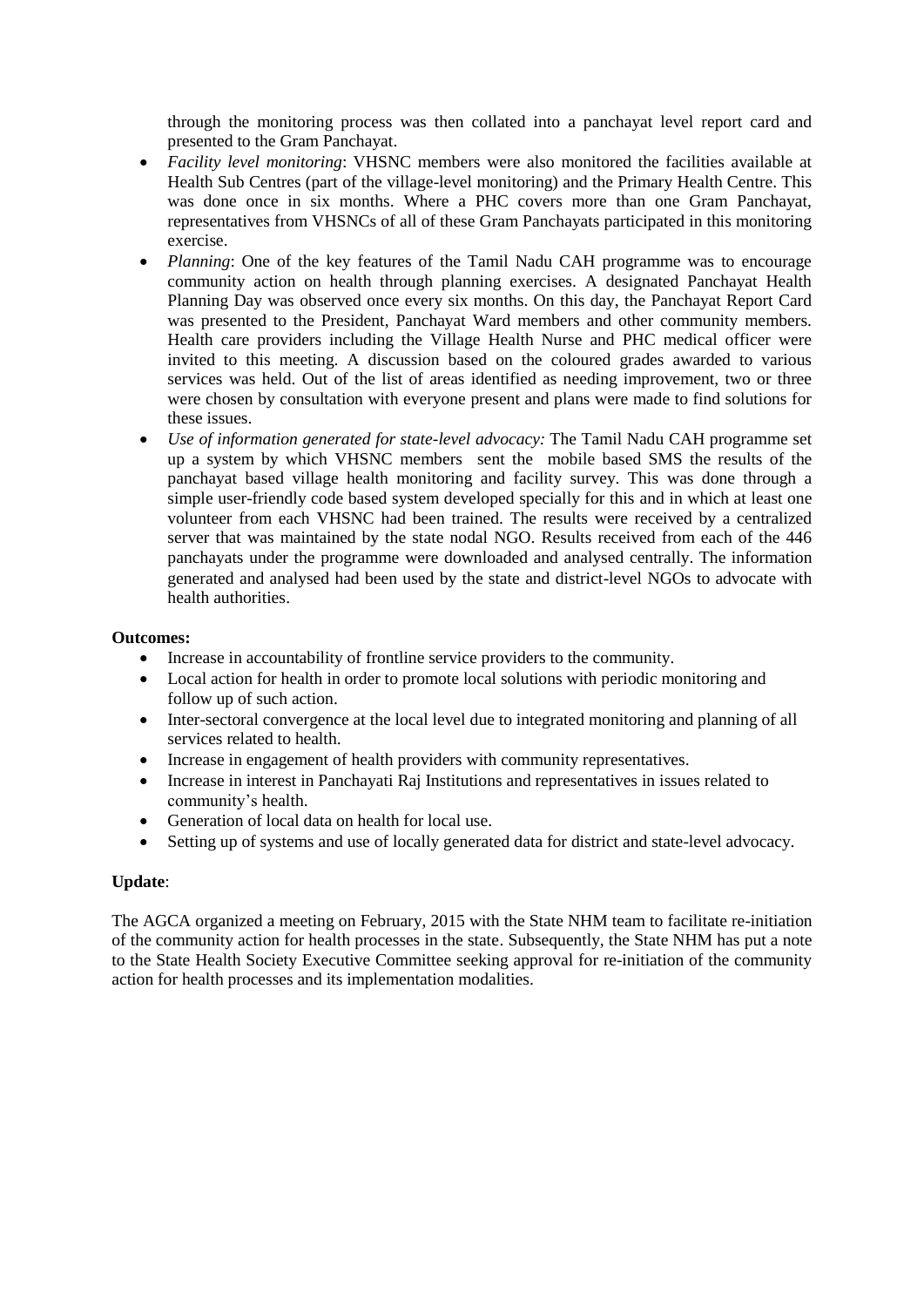through the monitoring process was then collated into a panchayat level report card and presented to the Gram Panchayat.

- *Facility level monitoring*: VHSNC members were also monitored the facilities available at Health Sub Centres (part of the village-level monitoring) and the Primary Health Centre. This was done once in six months. Where a PHC covers more than one Gram Panchayat, representatives from VHSNCs of all of these Gram Panchayats participated in this monitoring exercise.
- *Planning*: One of the key features of the Tamil Nadu CAH programme was to encourage community action on health through planning exercises. A designated Panchayat Health Planning Day was observed once every six months. On this day, the Panchayat Report Card was presented to the President, Panchayat Ward members and other community members. Health care providers including the Village Health Nurse and PHC medical officer were invited to this meeting. A discussion based on the coloured grades awarded to various services was held. Out of the list of areas identified as needing improvement, two or three were chosen by consultation with everyone present and plans were made to find solutions for these issues.
- *Use of information generated for state-level advocacy:* The Tamil Nadu CAH programme set up a system by which VHSNC members sent the mobile based SMS the results of the panchayat based village health monitoring and facility survey. This was done through a simple user-friendly code based system developed specially for this and in which at least one volunteer from each VHSNC had been trained. The results were received by a centralized server that was maintained by the state nodal NGO. Results received from each of the 446 panchayats under the programme were downloaded and analysed centrally. The information generated and analysed had been used by the state and district-level NGOs to advocate with health authorities.

**Outcomes:**

- Increase in accountability of frontline service providers to the community.
- Local action for health in order to promote local solutions with periodic monitoring and follow up of such action.
- Inter-sectoral convergence at the local level due to integrated monitoring and planning of all services related to health.
- Increase in engagement of health providers with community representatives.
- Increase in interest in Panchayati Raj Institutions and representatives in issues related to community's health.
- Generation of local data on health for local use.
- Setting up of systems and use of locally generated data for district and state-level advocacy.

**Update**:

The AGCA organized a meeting on February, 2015 with the State NHM team to facilitate re-initiation of the community action for health processes in the state. Subsequently, the State NHM has put a note to the State Health Society Executive Committee seeking approval for re-initiation of the community action for health processes and its implementation modalities.